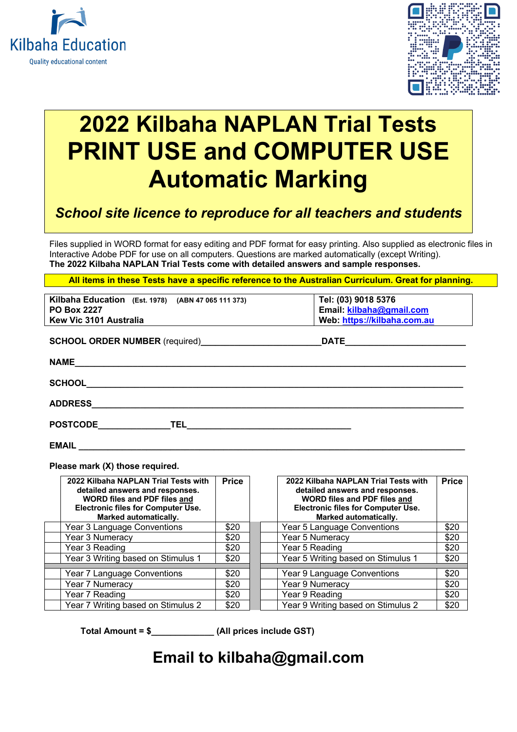Kilbaha Education

Quality educational content

# 2022 Kilbaha NAPLAN Trial Tests PRINT USE and COMPUTER USE Automatic Marking

***School site licence to reproduce for all teachers and students***

Files supplied in WORD format for easy editing and PDF format for easy printing. Also supplied as electronic files in Interactive Adobe PDF for use on all computers. Questions are marked automatically (except Writing).
**The 2022 Kilbaha NAPLAN Trial Tests come with detailed answers and sample responses.**

**All items in these Tests have a specific reference to the Australian Curriculum. Great for planning.**

| | |
|---|---|
| **Kilbaha Education** (Est. 1978) (ABN 47 065 111 373) | **Tel: (03) 9018 5376** |
| **PO Box 2227** | **Email: kilbaha@gmail.com** |
| **Kew Vic 3101 Australia** | **Web: https://kilbaha.com.au** |

**SCHOOL ORDER NUMBER** (required)________________________ **DATE**________________________

**NAME**__________________________________________________________________________

**SCHOOL**________________________________________________________________________

**ADDRESS**_______________________________________________________________________

**POSTCODE**______________ **TEL**_________________________________

**EMAIL** ________________________________________________________________________

**Please mark (X) those required.**

| | 2022 Kilbaha NAPLAN Trial Tests with detailed answers and responses. WORD files and PDF files and Electronic files for Computer Use. Marked automatically. | Price | | 2022 Kilbaha NAPLAN Trial Tests with detailed answers and responses. WORD files and PDF files and Electronic files for Computer Use. Marked automatically. | Price |
|---|---|---|---|---|---|
| | Year 3 Language Conventions | $20 | | Year 5 Language Conventions | $20 |
| | Year 3 Numeracy | $20 | | Year 5 Numeracy | $20 |
| | Year 3 Reading | $20 | | Year 5 Reading | $20 |
| | Year 3 Writing based on Stimulus 1 | $20 | | Year 5 Writing based on Stimulus 1 | $20 |
| | Year 7 Language Conventions | $20 | | Year 9 Language Conventions | $20 |
| | Year 7 Numeracy | $20 | | Year 9 Numeracy | $20 |
| | Year 7 Reading | $20 | | Year 9 Reading | $20 |
| | Year 7 Writing based on Stimulus 2 | $20 | | Year 9 Writing based on Stimulus 2 | $20 |

**Total Amount = $_____________ (All prices include GST)**

## Email to kilbaha@gmail.com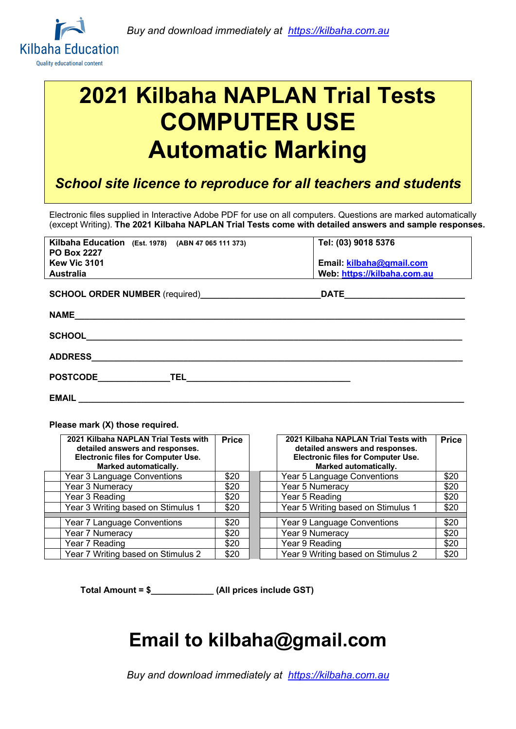Kilbaha Education

Quality educational content

*Buy and download immediately at [https://kilbaha.com.au](https://kilbaha.com.au)*

# 2021 Kilbaha NAPLAN Trial Tests
# COMPUTER USE
# Automatic Marking

***School site licence to reproduce for all teachers and students***

Electronic files supplied in Interactive Adobe PDF for use on all computers. Questions are marked automatically (except Writing). **The 2021 Kilbaha NAPLAN Trial Tests come with detailed answers and sample responses.**

| **Kilbaha Education** (Est. 1978) (ABN 47 065 111 373) **PO Box 2227** **Kew Vic 3101** **Australia** | **Tel: (03) 9018 5376** **Email: kilbaha@gmail.com** **Web: https://kilbaha.com.au** |
|---|---|

**SCHOOL ORDER NUMBER** (required)________________________ **DATE**________________________

**NAME**________________________________________________________________

**SCHOOL**______________________________________________________________

**ADDRESS**_____________________________________________________________

**POSTCODE**______________ **TEL**__________________________________

**EMAIL** ______________________________________________________________

**Please mark (X) those required.**

| | **2021 Kilbaha NAPLAN Trial Tests with detailed answers and responses. Electronic files for Computer Use. Marked automatically.** | **Price** |
|---|---|---|
| | Year 3 Language Conventions | $20 |
| | Year 3 Numeracy | $20 |
| | Year 3 Reading | $20 |
| | Year 3 Writing based on Stimulus 1 | $20 |
| | Year 7 Language Conventions | $20 |
| | Year 7 Numeracy | $20 |
| | Year 7 Reading | $20 |
| | Year 7 Writing based on Stimulus 2 | $20 |

| | **2021 Kilbaha NAPLAN Trial Tests with detailed answers and responses. Electronic files for Computer Use. Marked automatically.** | **Price** |
|---|---|---|
| | Year 5 Language Conventions | $20 |
| | Year 5 Numeracy | $20 |
| | Year 5 Reading | $20 |
| | Year 5 Writing based on Stimulus 1 | $20 |
| | Year 9 Language Conventions | $20 |
| | Year 9 Numeracy | $20 |
| | Year 9 Reading | $20 |
| | Year 9 Writing based on Stimulus 2 | $20 |

**Total Amount = $_____________ (All prices include GST)**

# Email to kilbaha@gmail.com

*Buy and download immediately at [https://kilbaha.com.au](https://kilbaha.com.au)*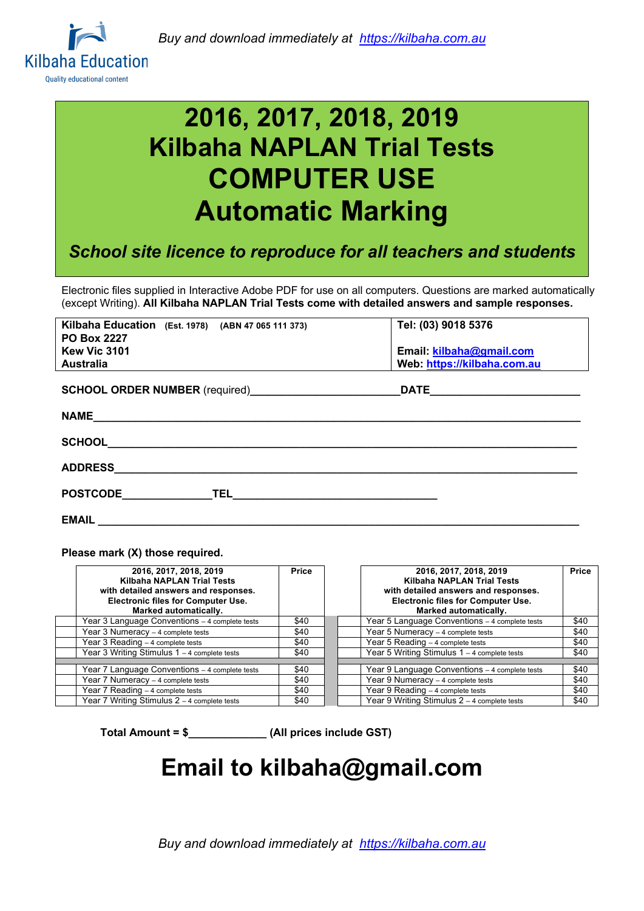Kilbaha Education

Quality educational content

*Buy and download immediately at [https://kilbaha.com.au](https://kilbaha.com.au)*

# 2016, 2017, 2018, 2019
# Kilbaha NAPLAN Trial Tests
# COMPUTER USE
# Automatic Marking

***School site licence to reproduce for all teachers and students***

Electronic files supplied in Interactive Adobe PDF for use on all computers. Questions are marked automatically (except Writing). **All Kilbaha NAPLAN Trial Tests come with detailed answers and sample responses.**

| **Kilbaha Education** (Est. 1978) (ABN 47 065 111 373)<br>**PO Box 2227**<br>**Kew Vic 3101**<br>**Australia** | **Tel: (03) 9018 5376**<br><br>**Email: kilbaha@gmail.com**<br>**Web: https://kilbaha.com.au** |
|---|---|

**SCHOOL ORDER NUMBER** (required)________________________ **DATE**________________________

**NAME**______________________________________________________________________________

**SCHOOL**____________________________________________________________________________

**ADDRESS**___________________________________________________________________________

**POSTCODE**______________ **TEL**_________________________________

**EMAIL** _____________________________________________________________________________

**Please mark (X) those required.**

| | **2016, 2017, 2018, 2019 Kilbaha NAPLAN Trial Tests with detailed answers and responses. Electronic files for Computer Use. Marked automatically.** | **Price** |
|---|---|---|
| | Year 3 Language Conventions – 4 complete tests | $40 |
| | Year 3 Numeracy – 4 complete tests | $40 |
| | Year 3 Reading – 4 complete tests | $40 |
| | Year 3 Writing Stimulus 1 – 4 complete tests | $40 |
| | Year 7 Language Conventions – 4 complete tests | $40 |
| | Year 7 Numeracy – 4 complete tests | $40 |
| | Year 7 Reading – 4 complete tests | $40 |
| | Year 7 Writing Stimulus 2 – 4 complete tests | $40 |

| | **2016, 2017, 2018, 2019 Kilbaha NAPLAN Trial Tests with detailed answers and responses. Electronic files for Computer Use. Marked automatically.** | **Price** |
|---|---|---|
| | Year 5 Language Conventions – 4 complete tests | $40 |
| | Year 5 Numeracy – 4 complete tests | $40 |
| | Year 5 Reading – 4 complete tests | $40 |
| | Year 5 Writing Stimulus 1 – 4 complete tests | $40 |
| | Year 9 Language Conventions – 4 complete tests | $40 |
| | Year 9 Numeracy – 4 complete tests | $40 |
| | Year 9 Reading – 4 complete tests | $40 |
| | Year 9 Writing Stimulus 2 – 4 complete tests | $40 |

**Total Amount = $_____________ (All prices include GST)**

# Email to kilbaha@gmail.com

*Buy and download immediately at [https://kilbaha.com.au](https://kilbaha.com.au)*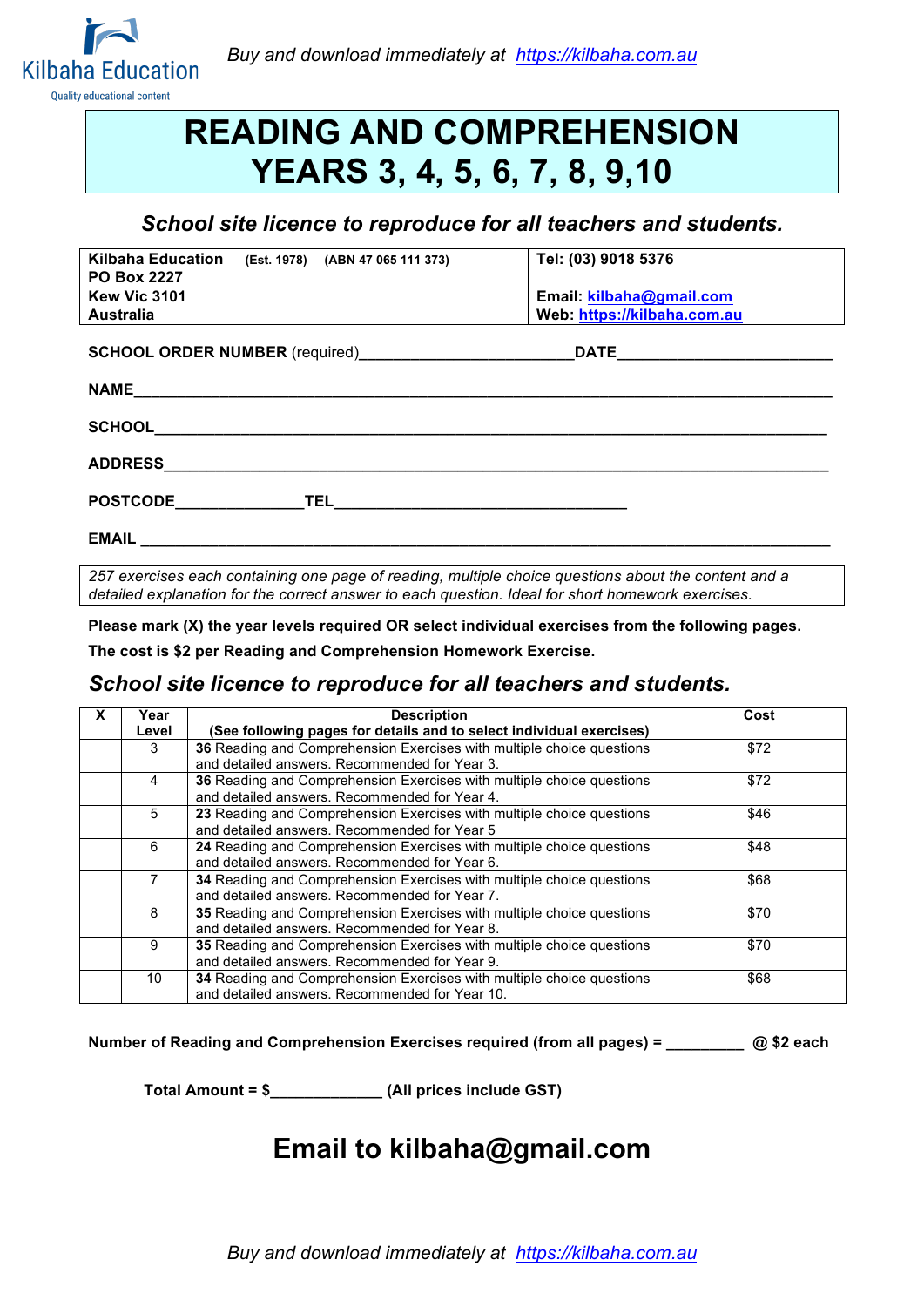Kilbaha Education

Quality educational content

*Buy and download immediately at https://kilbaha.com.au*

# READING AND COMPREHENSION YEARS 3, 4, 5, 6, 7, 8, 9,10

***School site licence to reproduce for all teachers and students.***

| **Kilbaha Education** **(Est. 1978) (ABN 47 065 111 373)** **PO Box 2227** **Kew Vic 3101** **Australia** | **Tel: (03) 9018 5376** **Email: kilbaha@gmail.com** **Web: https://kilbaha.com.au** |
|---|---|

**SCHOOL ORDER NUMBER** (required)________________________**DATE**________________________

**NAME**________________________________________________________________________

**SCHOOL**______________________________________________________________________

**ADDRESS**_____________________________________________________________________

**POSTCODE**______________**TEL**_________________________________

**EMAIL** _______________________________________________________________________

*257 exercises each containing one page of reading, multiple choice questions about the content and a detailed explanation for the correct answer to each question. Ideal for short homework exercises.*

**Please mark (X) the year levels required OR select individual exercises from the following pages.**

**The cost is $2 per Reading and Comprehension Homework Exercise.**

***School site licence to reproduce for all teachers and students.***

| X | Year Level | Description (See following pages for details and to select individual exercises) | Cost |
|---|---|---|---|
| | 3 | **36** Reading and Comprehension Exercises with multiple choice questions and detailed answers. Recommended for Year 3. | $72 |
| | 4 | **36** Reading and Comprehension Exercises with multiple choice questions and detailed answers. Recommended for Year 4. | $72 |
| | 5 | **23** Reading and Comprehension Exercises with multiple choice questions and detailed answers. Recommended for Year 5 | $46 |
| | 6 | **24** Reading and Comprehension Exercises with multiple choice questions and detailed answers. Recommended for Year 6. | $48 |
| | 7 | **34** Reading and Comprehension Exercises with multiple choice questions and detailed answers. Recommended for Year 7. | $68 |
| | 8 | **35** Reading and Comprehension Exercises with multiple choice questions and detailed answers. Recommended for Year 8. | $70 |
| | 9 | **35** Reading and Comprehension Exercises with multiple choice questions and detailed answers. Recommended for Year 9. | $70 |
| | 10 | **34** Reading and Comprehension Exercises with multiple choice questions and detailed answers. Recommended for Year 10. | $68 |

**Number of Reading and Comprehension Exercises required (from all pages) = _________ @ $2 each**

**Total Amount = $_____________ (All prices include GST)**

## Email to kilbaha@gmail.com

*Buy and download immediately at https://kilbaha.com.au*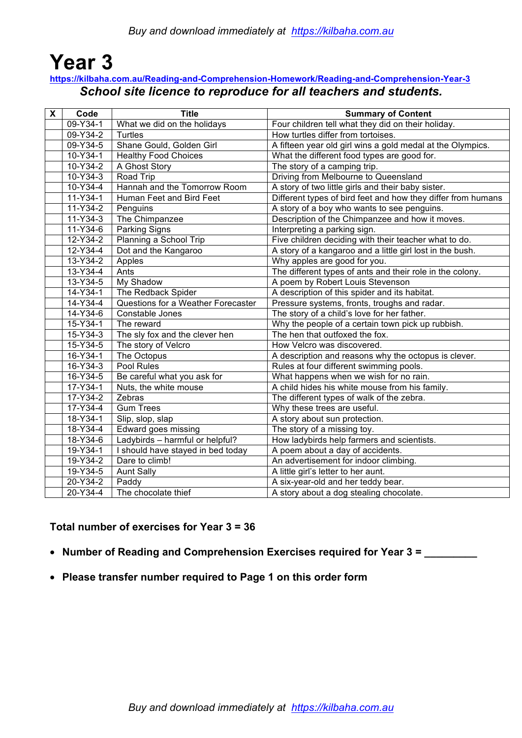# Year 3

**https://kilbaha.com.au/Reading-and-Comprehension-Homework/Reading-and-Comprehension-Year-3**

***School site licence to reproduce for all teachers and students.***

| X | Code | Title | Summary of Content |
|---|---|---|---|
| | 09-Y34-1 | What we did on the holidays | Four children tell what they did on their holiday. |
| | 09-Y34-2 | Turtles | How turtles differ from tortoises. |
| | 09-Y34-5 | Shane Gould, Golden Girl | A fifteen year old girl wins a gold medal at the Olympics. |
| | 10-Y34-1 | Healthy Food Choices | What the different food types are good for. |
| | 10-Y34-2 | A Ghost Story | The story of a camping trip. |
| | 10-Y34-3 | Road Trip | Driving from Melbourne to Queensland |
| | 10-Y34-4 | Hannah and the Tomorrow Room | A story of two little girls and their baby sister. |
| | 11-Y34-1 | Human Feet and Bird Feet | Different types of bird feet and how they differ from humans |
| | 11-Y34-2 | Penguins | A story of a boy who wants to see penguins. |
| | 11-Y34-3 | The Chimpanzee | Description of the Chimpanzee and how it moves. |
| | 11-Y34-6 | Parking Signs | Interpreting a parking sign. |
| | 12-Y34-2 | Planning a School Trip | Five children deciding with their teacher what to do. |
| | 12-Y34-4 | Dot and the Kangaroo | A story of a kangaroo and a little girl lost in the bush. |
| | 13-Y34-2 | Apples | Why apples are good for you. |
| | 13-Y34-4 | Ants | The different types of ants and their role in the colony. |
| | 13-Y34-5 | My Shadow | A poem by Robert Louis Stevenson |
| | 14-Y34-1 | The Redback Spider | A description of this spider and its habitat. |
| | 14-Y34-4 | Questions for a Weather Forecaster | Pressure systems, fronts, troughs and radar. |
| | 14-Y34-6 | Constable Jones | The story of a child's love for her father. |
| | 15-Y34-1 | The reward | Why the people of a certain town pick up rubbish. |
| | 15-Y34-3 | The sly fox and the clever hen | The hen that outfoxed the fox. |
| | 15-Y34-5 | The story of Velcro | How Velcro was discovered. |
| | 16-Y34-1 | The Octopus | A description and reasons why the octopus is clever. |
| | 16-Y34-3 | Pool Rules | Rules at four different swimming pools. |
| | 16-Y34-5 | Be careful what you ask for | What happens when we wish for no rain. |
| | 17-Y34-1 | Nuts, the white mouse | A child hides his white mouse from his family. |
| | 17-Y34-2 | Zebras | The different types of walk of the zebra. |
| | 17-Y34-4 | Gum Trees | Why these trees are useful. |
| | 18-Y34-1 | Slip, slop, slap | A story about sun protection. |
| | 18-Y34-4 | Edward goes missing | The story of a missing toy. |
| | 18-Y34-6 | Ladybirds – harmful or helpful? | How ladybirds help farmers and scientists. |
| | 19-Y34-1 | I should have stayed in bed today | A poem about a day of accidents. |
| | 19-Y34-2 | Dare to climb! | An advertisement for indoor climbing. |
| | 19-Y34-5 | Aunt Sally | A little girl's letter to her aunt. |
| | 20-Y34-2 | Paddy | A six-year-old and her teddy bear. |
| | 20-Y34-4 | The chocolate thief | A story about a dog stealing chocolate. |

**Total number of exercises for Year 3 = 36**

- **Number of Reading and Comprehension Exercises required for Year 3 = _________**
- **Please transfer number required to Page 1 on this order form**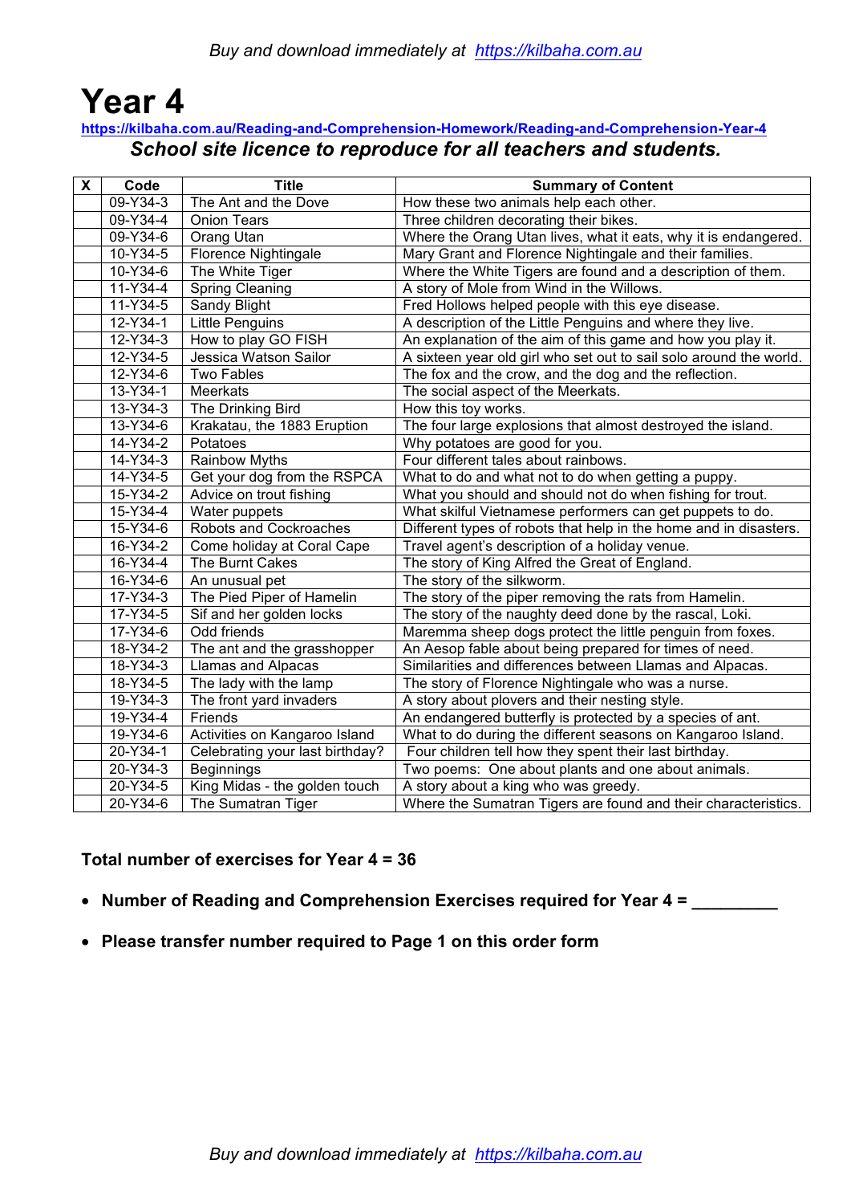# Year 4

https://kilbaha.com.au/Reading-and-Comprehension-Homework/Reading-and-Comprehension-Year-4

***School site licence to reproduce for all teachers and students.***

| X | Code | Title | Summary of Content |
|---|---|---|---|
| | 09-Y34-3 | The Ant and the Dove | How these two animals help each other. |
| | 09-Y34-4 | Onion Tears | Three children decorating their bikes. |
| | 09-Y34-6 | Orang Utan | Where the Orang Utan lives, what it eats, why it is endangered. |
| | 10-Y34-5 | Florence Nightingale | Mary Grant and Florence Nightingale and their families. |
| | 10-Y34-6 | The White Tiger | Where the White Tigers are found and a description of them. |
| | 11-Y34-4 | Spring Cleaning | A story of Mole from Wind in the Willows. |
| | 11-Y34-5 | Sandy Blight | Fred Hollows helped people with this eye disease. |
| | 12-Y34-1 | Little Penguins | A description of the Little Penguins and where they live. |
| | 12-Y34-3 | How to play GO FISH | An explanation of the aim of this game and how you play it. |
| | 12-Y34-5 | Jessica Watson Sailor | A sixteen year old girl who set out to sail solo around the world. |
| | 12-Y34-6 | Two Fables | The fox and the crow, and the dog and the reflection. |
| | 13-Y34-1 | Meerkats | The social aspect of the Meerkats. |
| | 13-Y34-3 | The Drinking Bird | How this toy works. |
| | 13-Y34-6 | Krakatau, the 1883 Eruption | The four large explosions that almost destroyed the island. |
| | 14-Y34-2 | Potatoes | Why potatoes are good for you. |
| | 14-Y34-3 | Rainbow Myths | Four different tales about rainbows. |
| | 14-Y34-5 | Get your dog from the RSPCA | What to do and what not to do when getting a puppy. |
| | 15-Y34-2 | Advice on trout fishing | What you should and should not do when fishing for trout. |
| | 15-Y34-4 | Water puppets | What skilful Vietnamese performers can get puppets to do. |
| | 15-Y34-6 | Robots and Cockroaches | Different types of robots that help in the home and in disasters. |
| | 16-Y34-2 | Come holiday at Coral Cape | Travel agent's description of a holiday venue. |
| | 16-Y34-4 | The Burnt Cakes | The story of King Alfred the Great of England. |
| | 16-Y34-6 | An unusual pet | The story of the silkworm. |
| | 17-Y34-3 | The Pied Piper of Hamelin | The story of the piper removing the rats from Hamelin. |
| | 17-Y34-5 | Sif and her golden locks | The story of the naughty deed done by the rascal, Loki. |
| | 17-Y34-6 | Odd friends | Maremma sheep dogs protect the little penguin from foxes. |
| | 18-Y34-2 | The ant and the grasshopper | An Aesop fable about being prepared for times of need. |
| | 18-Y34-3 | Llamas and Alpacas | Similarities and differences between Llamas and Alpacas. |
| | 18-Y34-5 | The lady with the lamp | The story of Florence Nightingale who was a nurse. |
| | 19-Y34-3 | The front yard invaders | A story about plovers and their nesting style. |
| | 19-Y34-4 | Friends | An endangered butterfly is protected by a species of ant. |
| | 19-Y34-6 | Activities on Kangaroo Island | What to do during the different seasons on Kangaroo Island. |
| | 20-Y34-1 | Celebrating your last birthday? | Four children tell how they spent their last birthday. |
| | 20-Y34-3 | Beginnings | Two poems: One about plants and one about animals. |
| | 20-Y34-5 | King Midas - the golden touch | A story about a king who was greedy. |
| | 20-Y34-6 | The Sumatran Tiger | Where the Sumatran Tigers are found and their characteristics. |

**Total number of exercises for Year 4 = 36**

- **Number of Reading and Comprehension Exercises required for Year 4 = _________**
- **Please transfer number required to Page 1 on this order form**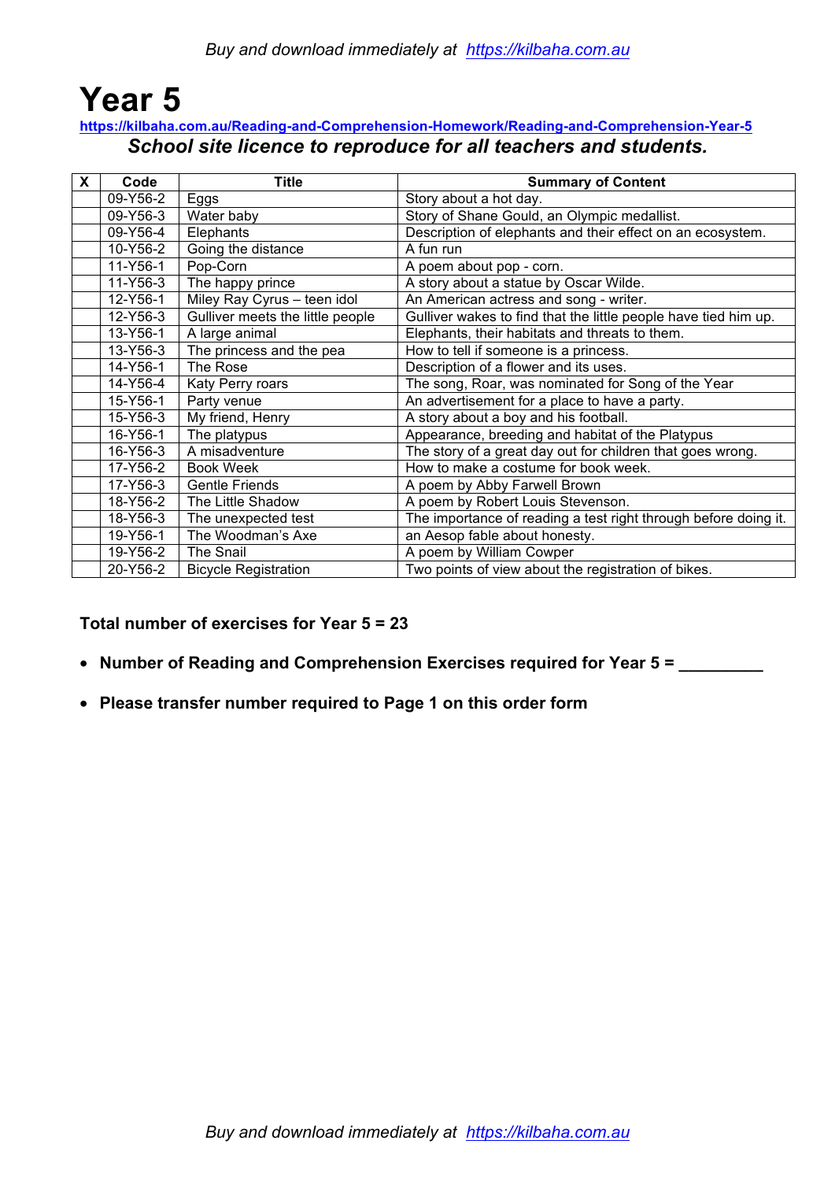# Year 5

https://kilbaha.com.au/Reading-and-Comprehension-Homework/Reading-and-Comprehension-Year-5

***School site licence to reproduce for all teachers and students.***

| X | Code | Title | Summary of Content |
|---|---|---|---|
| | 09-Y56-2 | Eggs | Story about a hot day. |
| | 09-Y56-3 | Water baby | Story of Shane Gould, an Olympic medallist. |
| | 09-Y56-4 | Elephants | Description of elephants and their effect on an ecosystem. |
| | 10-Y56-2 | Going the distance | A fun run |
| | 11-Y56-1 | Pop-Corn | A poem about pop - corn. |
| | 11-Y56-3 | The happy prince | A story about a statue by Oscar Wilde. |
| | 12-Y56-1 | Miley Ray Cyrus – teen idol | An American actress and song - writer. |
| | 12-Y56-3 | Gulliver meets the little people | Gulliver wakes to find that the little people have tied him up. |
| | 13-Y56-1 | A large animal | Elephants, their habitats and threats to them. |
| | 13-Y56-3 | The princess and the pea | How to tell if someone is a princess. |
| | 14-Y56-1 | The Rose | Description of a flower and its uses. |
| | 14-Y56-4 | Katy Perry roars | The song, Roar, was nominated for Song of the Year |
| | 15-Y56-1 | Party venue | An advertisement for a place to have a party. |
| | 15-Y56-3 | My friend, Henry | A story about a boy and his football. |
| | 16-Y56-1 | The platypus | Appearance, breeding and habitat of the Platypus |
| | 16-Y56-3 | A misadventure | The story of a great day out for children that goes wrong. |
| | 17-Y56-2 | Book Week | How to make a costume for book week. |
| | 17-Y56-3 | Gentle Friends | A poem by Abby Farwell Brown |
| | 18-Y56-2 | The Little Shadow | A poem by Robert Louis Stevenson. |
| | 18-Y56-3 | The unexpected test | The importance of reading a test right through before doing it. |
| | 19-Y56-1 | The Woodman's Axe | an Aesop fable about honesty. |
| | 19-Y56-2 | The Snail | A poem by William Cowper |
| | 20-Y56-2 | Bicycle Registration | Two points of view about the registration of bikes. |

**Total number of exercises for Year 5 = 23**

- **Number of Reading and Comprehension Exercises required for Year 5 = _________**
- **Please transfer number required to Page 1 on this order form**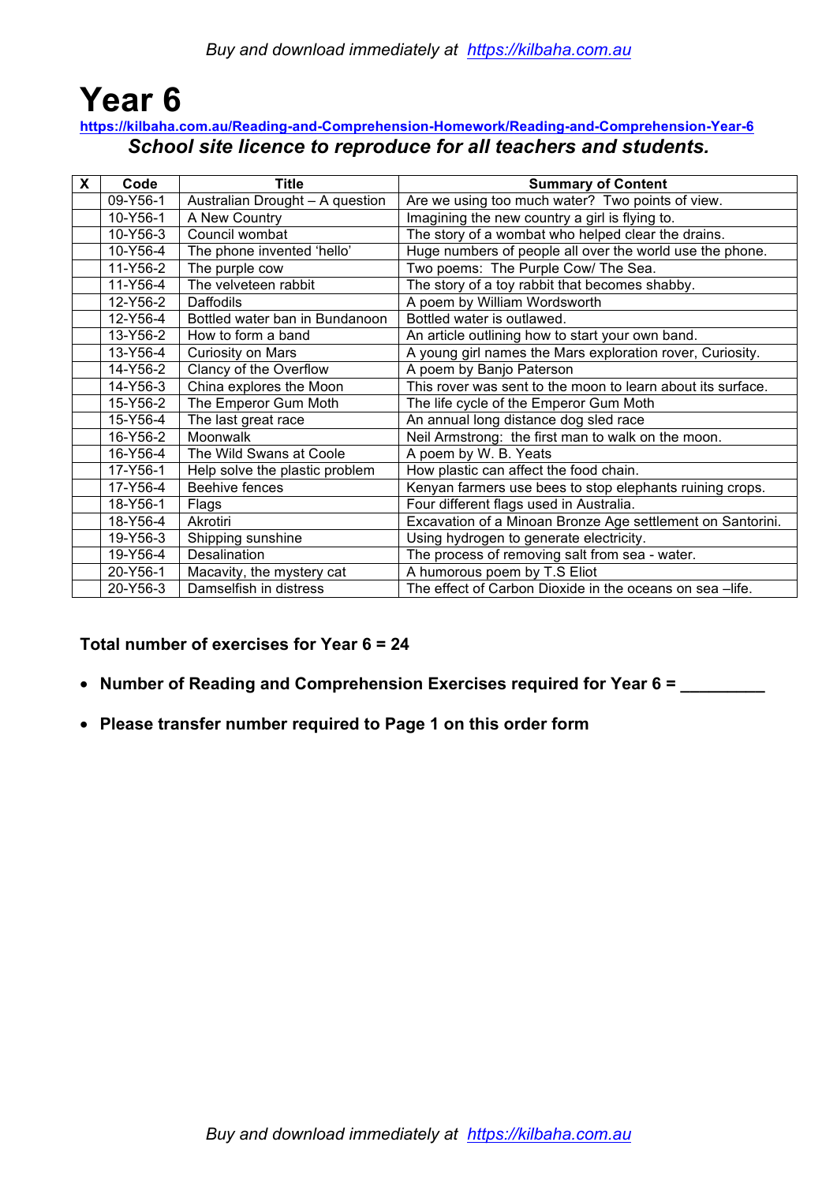# Year 6

**https://kilbaha.com.au/Reading-and-Comprehension-Homework/Reading-and-Comprehension-Year-6**

***School site licence to reproduce for all teachers and students.***

| X | Code | Title | Summary of Content |
|---|---|---|---|
| | 09-Y56-1 | Australian Drought – A question | Are we using too much water? Two points of view. |
| | 10-Y56-1 | A New Country | Imagining the new country a girl is flying to. |
| | 10-Y56-3 | Council wombat | The story of a wombat who helped clear the drains. |
| | 10-Y56-4 | The phone invented 'hello' | Huge numbers of people all over the world use the phone. |
| | 11-Y56-2 | The purple cow | Two poems: The Purple Cow/ The Sea. |
| | 11-Y56-4 | The velveteen rabbit | The story of a toy rabbit that becomes shabby. |
| | 12-Y56-2 | Daffodils | A poem by William Wordsworth |
| | 12-Y56-4 | Bottled water ban in Bundanoon | Bottled water is outlawed. |
| | 13-Y56-2 | How to form a band | An article outlining how to start your own band. |
| | 13-Y56-4 | Curiosity on Mars | A young girl names the Mars exploration rover, Curiosity. |
| | 14-Y56-2 | Clancy of the Overflow | A poem by Banjo Paterson |
| | 14-Y56-3 | China explores the Moon | This rover was sent to the moon to learn about its surface. |
| | 15-Y56-2 | The Emperor Gum Moth | The life cycle of the Emperor Gum Moth |
| | 15-Y56-4 | The last great race | An annual long distance dog sled race |
| | 16-Y56-2 | Moonwalk | Neil Armstrong: the first man to walk on the moon. |
| | 16-Y56-4 | The Wild Swans at Coole | A poem by W. B. Yeats |
| | 17-Y56-1 | Help solve the plastic problem | How plastic can affect the food chain. |
| | 17-Y56-4 | Beehive fences | Kenyan farmers use bees to stop elephants ruining crops. |
| | 18-Y56-1 | Flags | Four different flags used in Australia. |
| | 18-Y56-4 | Akrotiri | Excavation of a Minoan Bronze Age settlement on Santorini. |
| | 19-Y56-3 | Shipping sunshine | Using hydrogen to generate electricity. |
| | 19-Y56-4 | Desalination | The process of removing salt from sea - water. |
| | 20-Y56-1 | Macavity, the mystery cat | A humorous poem by T.S Eliot |
| | 20-Y56-3 | Damselfish in distress | The effect of Carbon Dioxide in the oceans on sea –life. |

**Total number of exercises for Year 6 = 24**

- **Number of Reading and Comprehension Exercises required for Year 6 = _________**
- **Please transfer number required to Page 1 on this order form**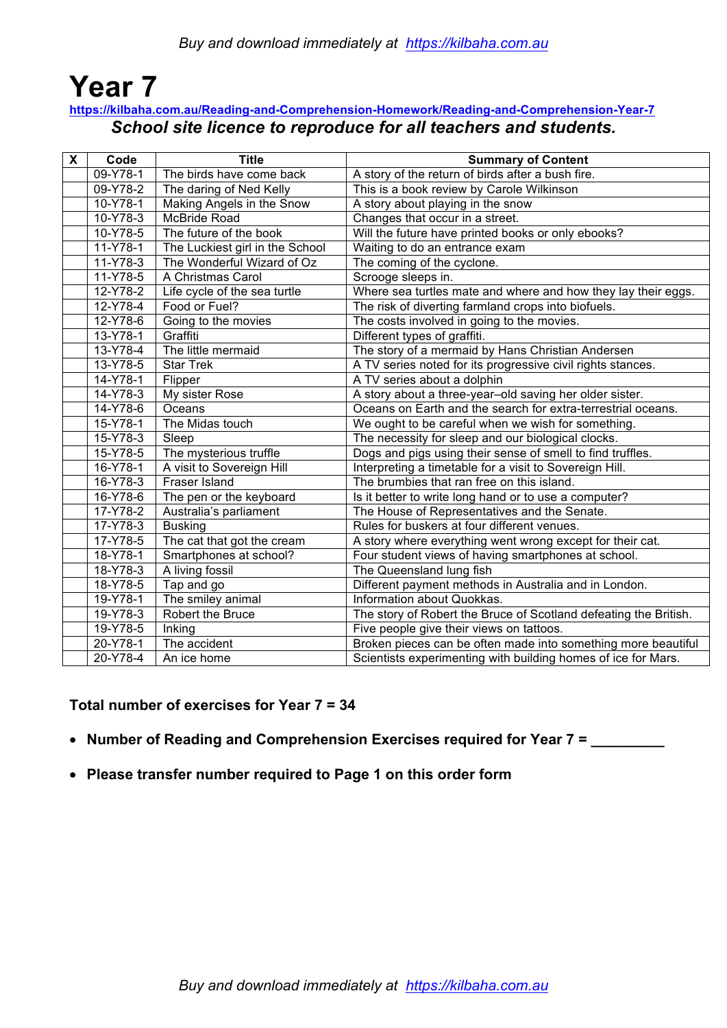# Year 7

https://kilbaha.com.au/Reading-and-Comprehension-Homework/Reading-and-Comprehension-Year-7

***School site licence to reproduce for all teachers and students.***

| X | Code | Title | Summary of Content |
|---|---|---|---|
| | 09-Y78-1 | The birds have come back | A story of the return of birds after a bush fire. |
| | 09-Y78-2 | The daring of Ned Kelly | This is a book review by Carole Wilkinson |
| | 10-Y78-1 | Making Angels in the Snow | A story about playing in the snow |
| | 10-Y78-3 | McBride Road | Changes that occur in a street. |
| | 10-Y78-5 | The future of the book | Will the future have printed books or only ebooks? |
| | 11-Y78-1 | The Luckiest girl in the School | Waiting to do an entrance exam |
| | 11-Y78-3 | The Wonderful Wizard of Oz | The coming of the cyclone. |
| | 11-Y78-5 | A Christmas Carol | Scrooge sleeps in. |
| | 12-Y78-2 | Life cycle of the sea turtle | Where sea turtles mate and where and how they lay their eggs. |
| | 12-Y78-4 | Food or Fuel? | The risk of diverting farmland crops into biofuels. |
| | 12-Y78-6 | Going to the movies | The costs involved in going to the movies. |
| | 13-Y78-1 | Graffiti | Different types of graffiti. |
| | 13-Y78-4 | The little mermaid | The story of a mermaid by Hans Christian Andersen |
| | 13-Y78-5 | Star Trek | A TV series noted for its progressive civil rights stances. |
| | 14-Y78-1 | Flipper | A TV series about a dolphin |
| | 14-Y78-3 | My sister Rose | A story about a three-year–old saving her older sister. |
| | 14-Y78-6 | Oceans | Oceans on Earth and the search for extra-terrestrial oceans. |
| | 15-Y78-1 | The Midas touch | We ought to be careful when we wish for something. |
| | 15-Y78-3 | Sleep | The necessity for sleep and our biological clocks. |
| | 15-Y78-5 | The mysterious truffle | Dogs and pigs using their sense of smell to find truffles. |
| | 16-Y78-1 | A visit to Sovereign Hill | Interpreting a timetable for a visit to Sovereign Hill. |
| | 16-Y78-3 | Fraser Island | The brumbies that ran free on this island. |
| | 16-Y78-6 | The pen or the keyboard | Is it better to write long hand or to use a computer? |
| | 17-Y78-2 | Australia's parliament | The House of Representatives and the Senate. |
| | 17-Y78-3 | Busking | Rules for buskers at four different venues. |
| | 17-Y78-5 | The cat that got the cream | A story where everything went wrong except for their cat. |
| | 18-Y78-1 | Smartphones at school? | Four student views of having smartphones at school. |
| | 18-Y78-3 | A living fossil | The Queensland lung fish |
| | 18-Y78-5 | Tap and go | Different payment methods in Australia and in London. |
| | 19-Y78-1 | The smiley animal | Information about Quokkas. |
| | 19-Y78-3 | Robert the Bruce | The story of Robert the Bruce of Scotland defeating the British. |
| | 19-Y78-5 | Inking | Five people give their views on tattoos. |
| | 20-Y78-1 | The accident | Broken pieces can be often made into something more beautiful |
| | 20-Y78-4 | An ice home | Scientists experimenting with building homes of ice for Mars. |

**Total number of exercises for Year 7 = 34**

- **Number of Reading and Comprehension Exercises required for Year 7 = _________**
- **Please transfer number required to Page 1 on this order form**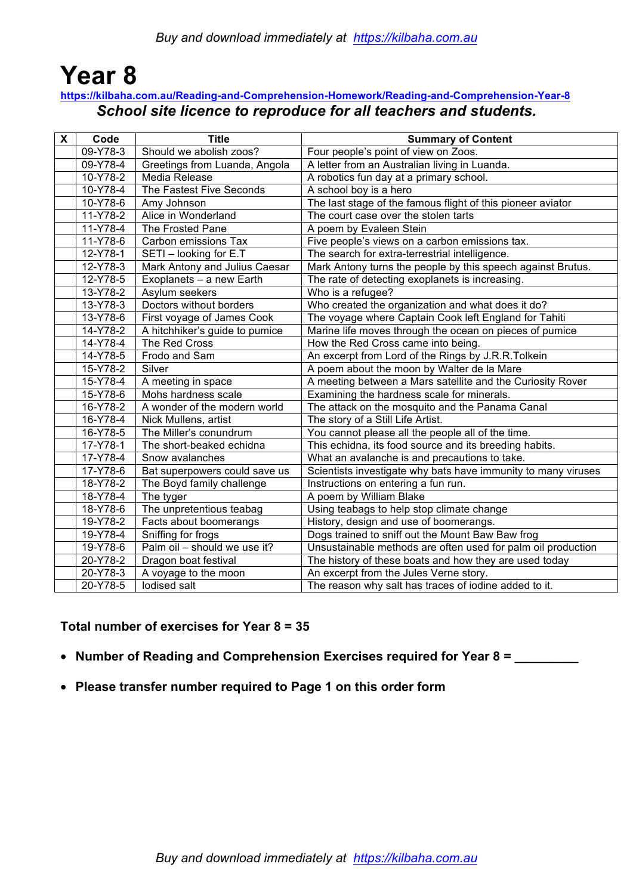# Year 8

https://kilbaha.com.au/Reading-and-Comprehension-Homework/Reading-and-Comprehension-Year-8

***School site licence to reproduce for all teachers and students.***

| X | Code | Title | Summary of Content |
|---|---|---|---|
| | 09-Y78-3 | Should we abolish zoos? | Four people's point of view on Zoos. |
| | 09-Y78-4 | Greetings from Luanda, Angola | A letter from an Australian living in Luanda. |
| | 10-Y78-2 | Media Release | A robotics fun day at a primary school. |
| | 10-Y78-4 | The Fastest Five Seconds | A school boy is a hero |
| | 10-Y78-6 | Amy Johnson | The last stage of the famous flight of this pioneer aviator |
| | 11-Y78-2 | Alice in Wonderland | The court case over the stolen tarts |
| | 11-Y78-4 | The Frosted Pane | A poem by Evaleen Stein |
| | 11-Y78-6 | Carbon emissions Tax | Five people's views on a carbon emissions tax. |
| | 12-Y78-1 | SETI – looking for E.T | The search for extra-terrestrial intelligence. |
| | 12-Y78-3 | Mark Antony and Julius Caesar | Mark Antony turns the people by this speech against Brutus. |
| | 12-Y78-5 | Exoplanets – a new Earth | The rate of detecting exoplanets is increasing. |
| | 13-Y78-2 | Asylum seekers | Who is a refugee? |
| | 13-Y78-3 | Doctors without borders | Who created the organization and what does it do? |
| | 13-Y78-6 | First voyage of James Cook | The voyage where Captain Cook left England for Tahiti |
| | 14-Y78-2 | A hitchhiker's guide to pumice | Marine life moves through the ocean on pieces of pumice |
| | 14-Y78-4 | The Red Cross | How the Red Cross came into being. |
| | 14-Y78-5 | Frodo and Sam | An excerpt from Lord of the Rings by J.R.R.Tolkein |
| | 15-Y78-2 | Silver | A poem about the moon by Walter de la Mare |
| | 15-Y78-4 | A meeting in space | A meeting between a Mars satellite and the Curiosity Rover |
| | 15-Y78-6 | Mohs hardness scale | Examining the hardness scale for minerals. |
| | 16-Y78-2 | A wonder of the modern world | The attack on the mosquito and the Panama Canal |
| | 16-Y78-4 | Nick Mullens, artist | The story of a Still Life Artist. |
| | 16-Y78-5 | The Miller's conundrum | You cannot please all the people all of the time. |
| | 17-Y78-1 | The short-beaked echidna | This echidna, its food source and its breeding habits. |
| | 17-Y78-4 | Snow avalanches | What an avalanche is and precautions to take. |
| | 17-Y78-6 | Bat superpowers could save us | Scientists investigate why bats have immunity to many viruses |
| | 18-Y78-2 | The Boyd family challenge | Instructions on entering a fun run. |
| | 18-Y78-4 | The tyger | A poem by William Blake |
| | 18-Y78-6 | The unpretentious teabag | Using teabags to help stop climate change |
| | 19-Y78-2 | Facts about boomerangs | History, design and use of boomerangs. |
| | 19-Y78-4 | Sniffing for frogs | Dogs trained to sniff out the Mount Baw Baw frog |
| | 19-Y78-6 | Palm oil – should we use it? | Unsustainable methods are often used for palm oil production |
| | 20-Y78-2 | Dragon boat festival | The history of these boats and how they are used today |
| | 20-Y78-3 | A voyage to the moon | An excerpt from the Jules Verne story. |
| | 20-Y78-5 | Iodised salt | The reason why salt has traces of iodine added to it. |

**Total number of exercises for Year 8 = 35**

- **Number of Reading and Comprehension Exercises required for Year 8 = _________**
- **Please transfer number required to Page 1 on this order form**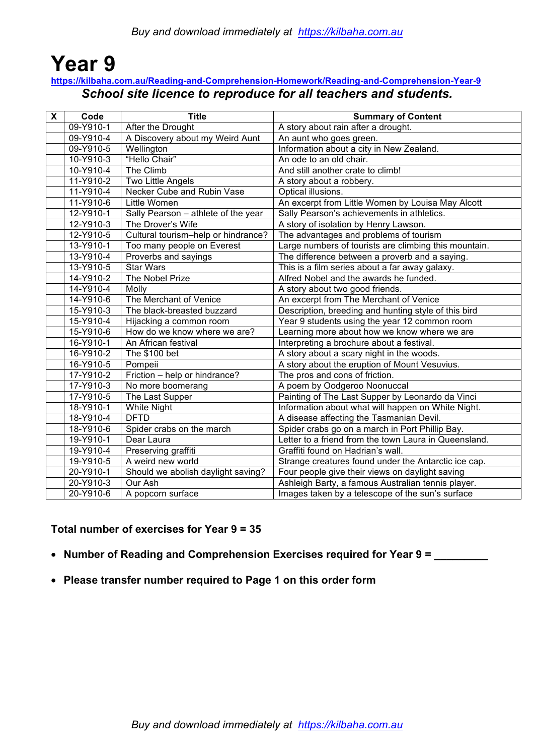# Year 9

**https://kilbaha.com.au/Reading-and-Comprehension-Homework/Reading-and-Comprehension-Year-9**

***School site licence to reproduce for all teachers and students.***

| X | Code | Title | Summary of Content |
|---|---|---|---|
| | 09-Y910-1 | After the Drought | A story about rain after a drought. |
| | 09-Y910-4 | A Discovery about my Weird Aunt | An aunt who goes green. |
| | 09-Y910-5 | Wellington | Information about a city in New Zealand. |
| | 10-Y910-3 | "Hello Chair" | An ode to an old chair. |
| | 10-Y910-4 | The Climb | And still another crate to climb! |
| | 11-Y910-2 | Two Little Angels | A story about a robbery. |
| | 11-Y910-4 | Necker Cube and Rubin Vase | Optical illusions. |
| | 11-Y910-6 | Little Women | An excerpt from Little Women by Louisa May Alcott |
| | 12-Y910-1 | Sally Pearson – athlete of the year | Sally Pearson's achievements in athletics. |
| | 12-Y910-3 | The Drover's Wife | A story of isolation by Henry Lawson. |
| | 12-Y910-5 | Cultural tourism–help or hindrance? | The advantages and problems of tourism |
| | 13-Y910-1 | Too many people on Everest | Large numbers of tourists are climbing this mountain. |
| | 13-Y910-4 | Proverbs and sayings | The difference between a proverb and a saying. |
| | 13-Y910-5 | Star Wars | This is a film series about a far away galaxy. |
| | 14-Y910-2 | The Nobel Prize | Alfred Nobel and the awards he funded. |
| | 14-Y910-4 | Molly | A story about two good friends. |
| | 14-Y910-6 | The Merchant of Venice | An excerpt from The Merchant of Venice |
| | 15-Y910-3 | The black-breasted buzzard | Description, breeding and hunting style of this bird |
| | 15-Y910-4 | Hijacking a common room | Year 9 students using the year 12 common room |
| | 15-Y910-6 | How do we know where we are? | Learning more about how we know where we are |
| | 16-Y910-1 | An African festival | Interpreting a brochure about a festival. |
| | 16-Y910-2 | The $100 bet | A story about a scary night in the woods. |
| | 16-Y910-5 | Pompeii | A story about the eruption of Mount Vesuvius. |
| | 17-Y910-2 | Friction – help or hindrance? | The pros and cons of friction. |
| | 17-Y910-3 | No more boomerang | A poem by Oodgeroo Noonuccal |
| | 17-Y910-5 | The Last Supper | Painting of The Last Supper by Leonardo da Vinci |
| | 18-Y910-1 | White Night | Information about what will happen on White Night. |
| | 18-Y910-4 | DFTD | A disease affecting the Tasmanian Devil. |
| | 18-Y910-6 | Spider crabs on the march | Spider crabs go on a march in Port Phillip Bay. |
| | 19-Y910-1 | Dear Laura | Letter to a friend from the town Laura in Queensland. |
| | 19-Y910-4 | Preserving graffiti | Graffiti found on Hadrian's wall. |
| | 19-Y910-5 | A weird new world | Strange creatures found under the Antarctic ice cap. |
| | 20-Y910-1 | Should we abolish daylight saving? | Four people give their views on daylight saving |
| | 20-Y910-3 | Our Ash | Ashleigh Barty, a famous Australian tennis player. |
| | 20-Y910-6 | A popcorn surface | Images taken by a telescope of the sun's surface |

**Total number of exercises for Year 9 = 35**

- **Number of Reading and Comprehension Exercises required for Year 9 = _________**
- **Please transfer number required to Page 1 on this order form**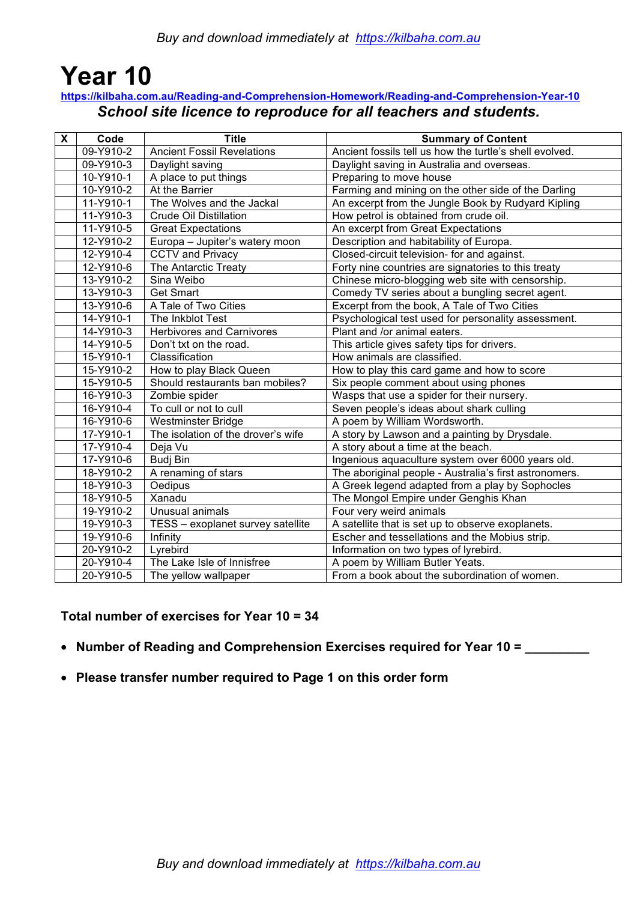# Year 10

https://kilbaha.com.au/Reading-and-Comprehension-Homework/Reading-and-Comprehension-Year-10

***School site licence to reproduce for all teachers and students.***

| X | Code | Title | Summary of Content |
|---|---|---|---|
| | 09-Y910-2 | Ancient Fossil Revelations | Ancient fossils tell us how the turtle's shell evolved. |
| | 09-Y910-3 | Daylight saving | Daylight saving in Australia and overseas. |
| | 10-Y910-1 | A place to put things | Preparing to move house |
| | 10-Y910-2 | At the Barrier | Farming and mining on the other side of the Darling |
| | 11-Y910-1 | The Wolves and the Jackal | An excerpt from the Jungle Book by Rudyard Kipling |
| | 11-Y910-3 | Crude Oil Distillation | How petrol is obtained from crude oil. |
| | 11-Y910-5 | Great Expectations | An excerpt from Great Expectations |
| | 12-Y910-2 | Europa – Jupiter's watery moon | Description and habitability of Europa. |
| | 12-Y910-4 | CCTV and Privacy | Closed-circuit television- for and against. |
| | 12-Y910-6 | The Antarctic Treaty | Forty nine countries are signatories to this treaty |
| | 13-Y910-2 | Sina Weibo | Chinese micro-blogging web site with censorship. |
| | 13-Y910-3 | Get Smart | Comedy TV series about a bungling secret agent. |
| | 13-Y910-6 | A Tale of Two Cities | Excerpt from the book, A Tale of Two Cities |
| | 14-Y910-1 | The Inkblot Test | Psychological test used for personality assessment. |
| | 14-Y910-3 | Herbivores and Carnivores | Plant and /or animal eaters. |
| | 14-Y910-5 | Don't txt on the road. | This article gives safety tips for drivers. |
| | 15-Y910-1 | Classification | How animals are classified. |
| | 15-Y910-2 | How to play Black Queen | How to play this card game and how to score |
| | 15-Y910-5 | Should restaurants ban mobiles? | Six people comment about using phones |
| | 16-Y910-3 | Zombie spider | Wasps that use a spider for their nursery. |
| | 16-Y910-4 | To cull or not to cull | Seven people's ideas about shark culling |
| | 16-Y910-6 | Westminster Bridge | A poem by William Wordsworth. |
| | 17-Y910-1 | The isolation of the drover's wife | A story by Lawson and a painting by Drysdale. |
| | 17-Y910-4 | Deja Vu | A story about a time at the beach. |
| | 17-Y910-6 | Budj Bin | Ingenious aquaculture system over 6000 years old. |
| | 18-Y910-2 | A renaming of stars | The aboriginal people - Australia's first astronomers. |
| | 18-Y910-3 | Oedipus | A Greek legend adapted from a play by Sophocles |
| | 18-Y910-5 | Xanadu | The Mongol Empire under Genghis Khan |
| | 19-Y910-2 | Unusual animals | Four very weird animals |
| | 19-Y910-3 | TESS – exoplanet survey satellite | A satellite that is set up to observe exoplanets. |
| | 19-Y910-6 | Infinity | Escher and tessellations and the Mobius strip. |
| | 20-Y910-2 | Lyrebird | Information on two types of lyrebird. |
| | 20-Y910-4 | The Lake Isle of Innisfree | A poem by William Butler Yeats. |
| | 20-Y910-5 | The yellow wallpaper | From a book about the subordination of women. |

**Total number of exercises for Year 10 = 34**

- **Number of Reading and Comprehension Exercises required for Year 10 = _________**
- **Please transfer number required to Page 1 on this order form**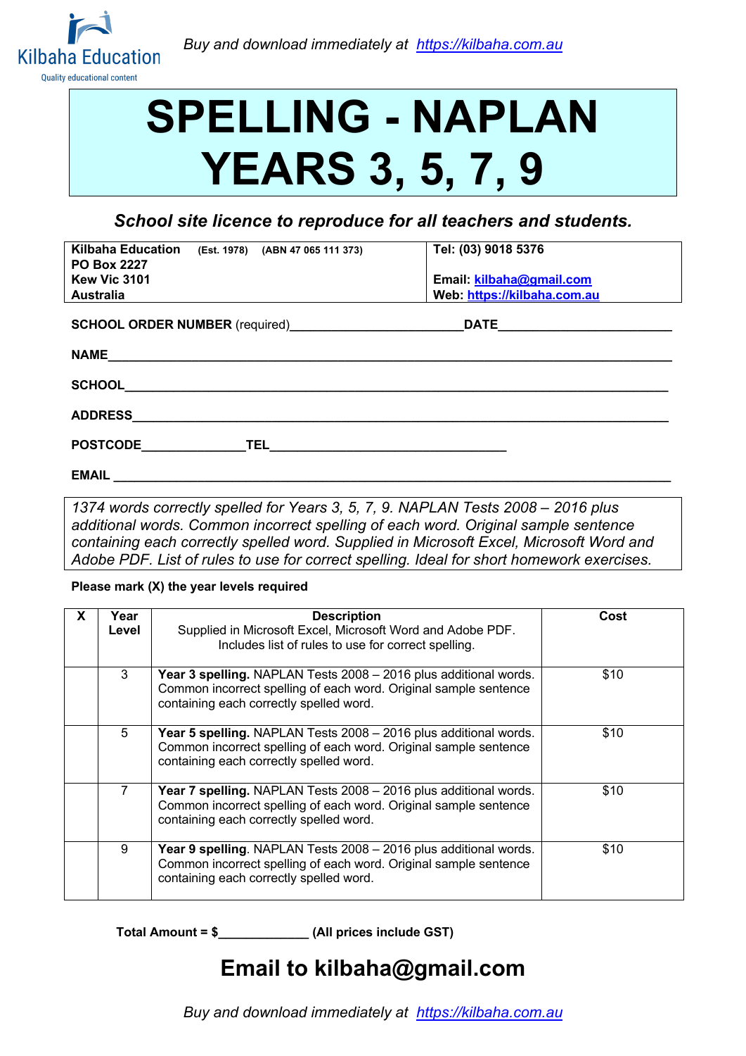Kilbaha Education

Quality educational content

*Buy and download immediately at [https://kilbaha.com.au](https://kilbaha.com.au)*

# SPELLING - NAPLAN YEARS 3, 5, 7, 9

***School site licence to reproduce for all teachers and students.***

| **Kilbaha Education** (Est. 1978) (ABN 47 065 111 373) **PO Box 2227 Kew Vic 3101 Australia** | **Tel: (03) 9018 5376** **Email: kilbaha@gmail.com** **Web: https://kilbaha.com.au** |
|---|---|

**SCHOOL ORDER NUMBER** (required)________________________ **DATE**________________________

**NAME**_______________________________________________________________________

**SCHOOL**_____________________________________________________________________

**ADDRESS**____________________________________________________________________

**POSTCODE**______________ **TEL**__________________________________

**EMAIL** ______________________________________________________________________

*1374 words correctly spelled for Years 3, 5, 7, 9. NAPLAN Tests 2008 – 2016 plus additional words. Common incorrect spelling of each word. Original sample sentence containing each correctly spelled word. Supplied in Microsoft Excel, Microsoft Word and Adobe PDF. List of rules to use for correct spelling. Ideal for short homework exercises.*

**Please mark (X) the year levels required**

| X | Year Level | Description<br>Supplied in Microsoft Excel, Microsoft Word and Adobe PDF. Includes list of rules to use for correct spelling. | Cost |
|---|---|---|---|
| | 3 | **Year 3 spelling.** NAPLAN Tests 2008 – 2016 plus additional words. Common incorrect spelling of each word. Original sample sentence containing each correctly spelled word. | $10 |
| | 5 | **Year 5 spelling.** NAPLAN Tests 2008 – 2016 plus additional words. Common incorrect spelling of each word. Original sample sentence containing each correctly spelled word. | $10 |
| | 7 | **Year 7 spelling.** NAPLAN Tests 2008 – 2016 plus additional words. Common incorrect spelling of each word. Original sample sentence containing each correctly spelled word. | $10 |
| | 9 | **Year 9 spelling**. NAPLAN Tests 2008 – 2016 plus additional words. Common incorrect spelling of each word. Original sample sentence containing each correctly spelled word. | $10 |

**Total Amount = $_____________ (All prices include GST)**

## Email to kilbaha@gmail.com

*Buy and download immediately at [https://kilbaha.com.au](https://kilbaha.com.au)*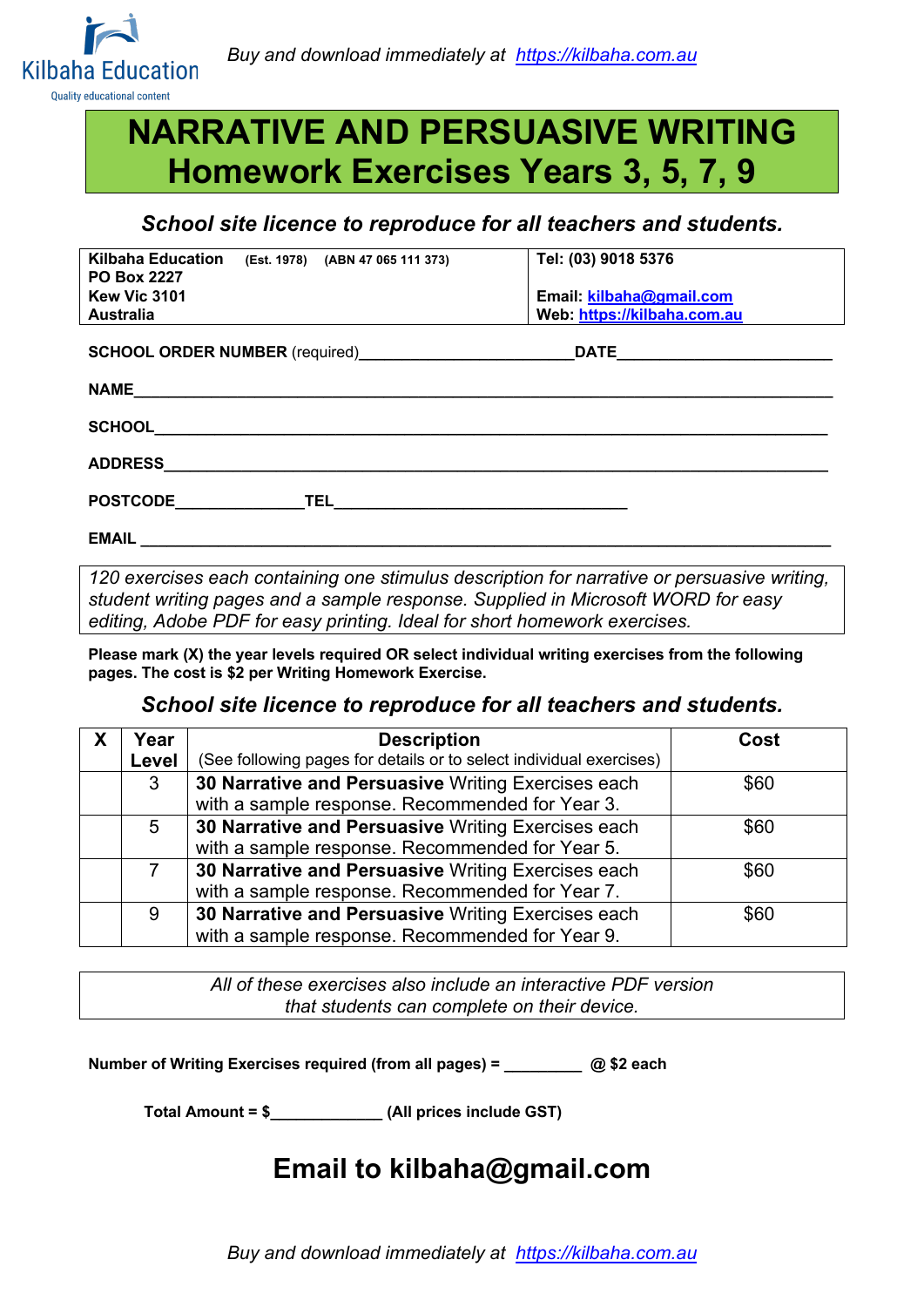Kilbaha Education

Quality educational content

*Buy and download immediately at [https://kilbaha.com.au](https://kilbaha.com.au)*

# NARRATIVE AND PERSUASIVE WRITING Homework Exercises Years 3, 5, 7, 9

***School site licence to reproduce for all teachers and students.***

| Kilbaha Education (Est. 1978) (ABN 47 065 111 373) PO Box 2227 Kew Vic 3101 Australia | Tel: (03) 9018 5376 Email: kilbaha@gmail.com Web: https://kilbaha.com.au |
|---|---|

**SCHOOL ORDER NUMBER** (required)________________________ **DATE**________________________

**NAME**____________________________________________________________________________

**SCHOOL**__________________________________________________________________________

**ADDRESS**_________________________________________________________________________

**POSTCODE**______________ **TEL**_________________________________

**EMAIL** ___________________________________________________________________________

*120 exercises each containing one stimulus description for narrative or persuasive writing, student writing pages and a sample response. Supplied in Microsoft WORD for easy editing, Adobe PDF for easy printing. Ideal for short homework exercises.*

**Please mark (X) the year levels required OR select individual writing exercises from the following pages. The cost is $2 per Writing Homework Exercise.**

***School site licence to reproduce for all teachers and students.***

| X | Year Level | Description (See following pages for details or to select individual exercises) | Cost |
|---|---|---|---|
| | 3 | **30 Narrative and Persuasive** Writing Exercises each with a sample response. Recommended for Year 3. | $60 |
| | 5 | **30 Narrative and Persuasive** Writing Exercises each with a sample response. Recommended for Year 5. | $60 |
| | 7 | **30 Narrative and Persuasive** Writing Exercises each with a sample response. Recommended for Year 7. | $60 |
| | 9 | **30 Narrative and Persuasive** Writing Exercises each with a sample response. Recommended for Year 9. | $60 |

*All of these exercises also include an interactive PDF version that students can complete on their device.*

**Number of Writing Exercises required (from all pages) = _________ @ $2 each**

**Total Amount = $_____________ (All prices include GST)**

## Email to kilbaha@gmail.com

*Buy and download immediately at [https://kilbaha.com.au](https://kilbaha.com.au)*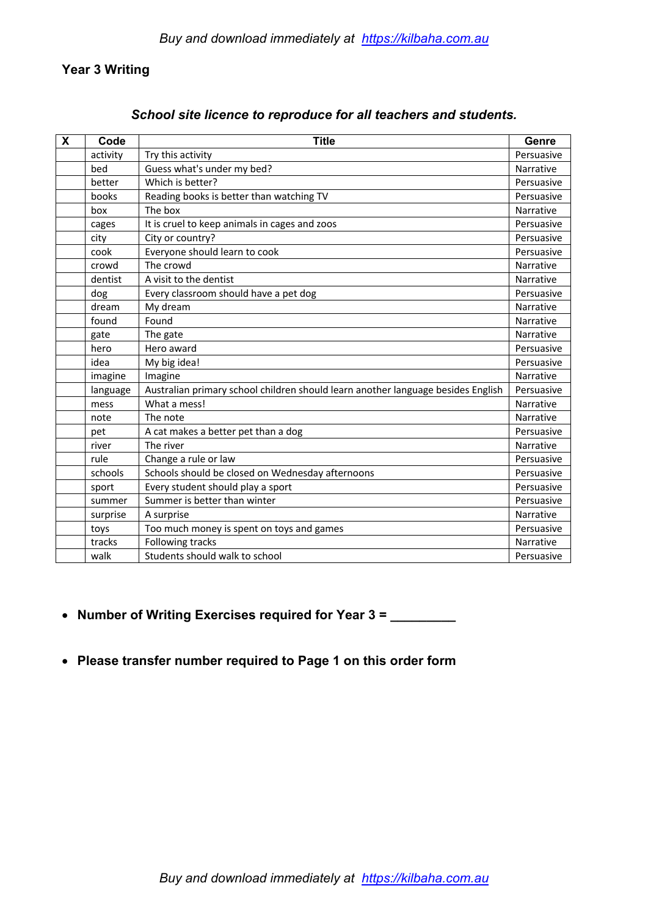## Year 3 Writing

***School site licence to reproduce for all teachers and students.***

| X | Code | Title | Genre |
|---|---|---|---|
| | activity | Try this activity | Persuasive |
| | bed | Guess what's under my bed? | Narrative |
| | better | Which is better? | Persuasive |
| | books | Reading books is better than watching TV | Persuasive |
| | box | The box | Narrative |
| | cages | It is cruel to keep animals in cages and zoos | Persuasive |
| | city | City or country? | Persuasive |
| | cook | Everyone should learn to cook | Persuasive |
| | crowd | The crowd | Narrative |
| | dentist | A visit to the dentist | Narrative |
| | dog | Every classroom should have a pet dog | Persuasive |
| | dream | My dream | Narrative |
| | found | Found | Narrative |
| | gate | The gate | Narrative |
| | hero | Hero award | Persuasive |
| | idea | My big idea! | Persuasive |
| | imagine | Imagine | Narrative |
| | language | Australian primary school children should learn another language besides English | Persuasive |
| | mess | What a mess! | Narrative |
| | note | The note | Narrative |
| | pet | A cat makes a better pet than a dog | Persuasive |
| | river | The river | Narrative |
| | rule | Change a rule or law | Persuasive |
| | schools | Schools should be closed on Wednesday afternoons | Persuasive |
| | sport | Every student should play a sport | Persuasive |
| | summer | Summer is better than winter | Persuasive |
| | surprise | A surprise | Narrative |
| | toys | Too much money is spent on toys and games | Persuasive |
| | tracks | Following tracks | Narrative |
| | walk | Students should walk to school | Persuasive |

- **Number of Writing Exercises required for Year 3 = _________**

- **Please transfer number required to Page 1 on this order form**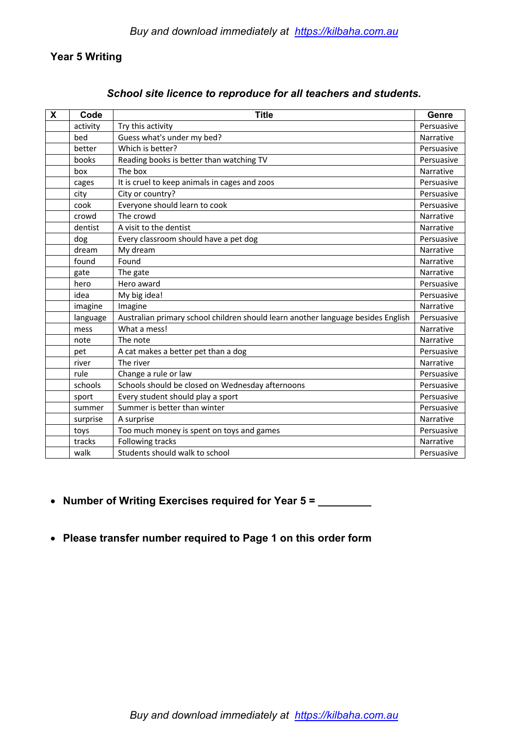**Year 5 Writing**

***School site licence to reproduce for all teachers and students.***

| X | Code | Title | Genre |
|---|---|---|---|
| | activity | Try this activity | Persuasive |
| | bed | Guess what's under my bed? | Narrative |
| | better | Which is better? | Persuasive |
| | books | Reading books is better than watching TV | Persuasive |
| | box | The box | Narrative |
| | cages | It is cruel to keep animals in cages and zoos | Persuasive |
| | city | City or country? | Persuasive |
| | cook | Everyone should learn to cook | Persuasive |
| | crowd | The crowd | Narrative |
| | dentist | A visit to the dentist | Narrative |
| | dog | Every classroom should have a pet dog | Persuasive |
| | dream | My dream | Narrative |
| | found | Found | Narrative |
| | gate | The gate | Narrative |
| | hero | Hero award | Persuasive |
| | idea | My big idea! | Persuasive |
| | imagine | Imagine | Narrative |
| | language | Australian primary school children should learn another language besides English | Persuasive |
| | mess | What a mess! | Narrative |
| | note | The note | Narrative |
| | pet | A cat makes a better pet than a dog | Persuasive |
| | river | The river | Narrative |
| | rule | Change a rule or law | Persuasive |
| | schools | Schools should be closed on Wednesday afternoons | Persuasive |
| | sport | Every student should play a sport | Persuasive |
| | summer | Summer is better than winter | Persuasive |
| | surprise | A surprise | Narrative |
| | toys | Too much money is spent on toys and games | Persuasive |
| | tracks | Following tracks | Narrative |
| | walk | Students should walk to school | Persuasive |

- **Number of Writing Exercises required for Year 5 = _________**

- **Please transfer number required to Page 1 on this order form**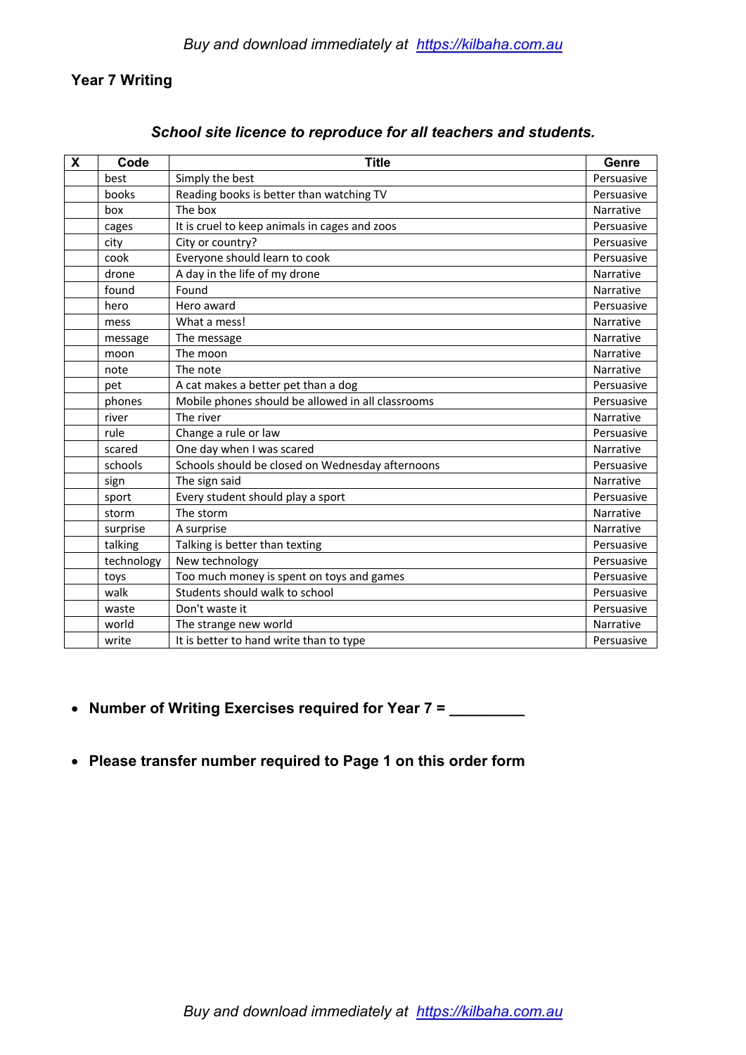## Year 7 Writing

***School site licence to reproduce for all teachers and students.***

| X | Code | Title | Genre |
|---|---|---|---|
| | best | Simply the best | Persuasive |
| | books | Reading books is better than watching TV | Persuasive |
| | box | The box | Narrative |
| | cages | It is cruel to keep animals in cages and zoos | Persuasive |
| | city | City or country? | Persuasive |
| | cook | Everyone should learn to cook | Persuasive |
| | drone | A day in the life of my drone | Narrative |
| | found | Found | Narrative |
| | hero | Hero award | Persuasive |
| | mess | What a mess! | Narrative |
| | message | The message | Narrative |
| | moon | The moon | Narrative |
| | note | The note | Narrative |
| | pet | A cat makes a better pet than a dog | Persuasive |
| | phones | Mobile phones should be allowed in all classrooms | Persuasive |
| | river | The river | Narrative |
| | rule | Change a rule or law | Persuasive |
| | scared | One day when I was scared | Narrative |
| | schools | Schools should be closed on Wednesday afternoons | Persuasive |
| | sign | The sign said | Narrative |
| | sport | Every student should play a sport | Persuasive |
| | storm | The storm | Narrative |
| | surprise | A surprise | Narrative |
| | talking | Talking is better than texting | Persuasive |
| | technology | New technology | Persuasive |
| | toys | Too much money is spent on toys and games | Persuasive |
| | walk | Students should walk to school | Persuasive |
| | waste | Don't waste it | Persuasive |
| | world | The strange new world | Narrative |
| | write | It is better to hand write than to type | Persuasive |

- **Number of Writing Exercises required for Year 7 = _________**
- **Please transfer number required to Page 1 on this order form**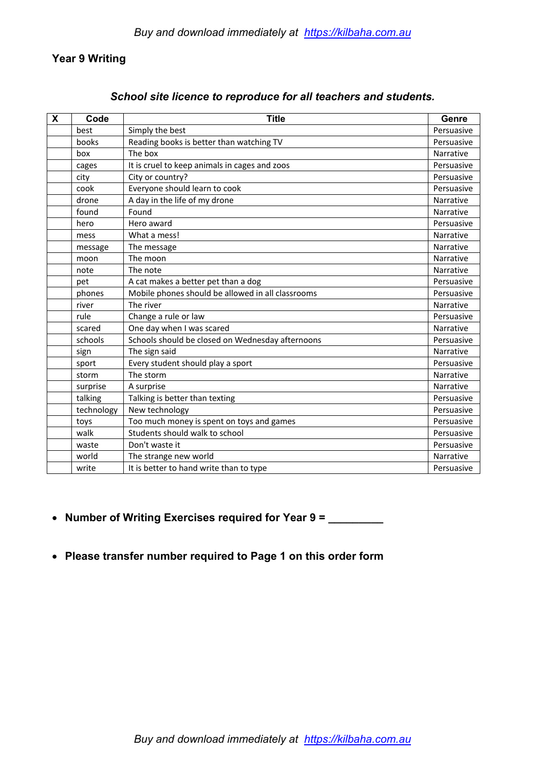**Year 9 Writing**

***School site licence to reproduce for all teachers and students.***

| X | Code | Title | Genre |
|---|---|---|---|
| | best | Simply the best | Persuasive |
| | books | Reading books is better than watching TV | Persuasive |
| | box | The box | Narrative |
| | cages | It is cruel to keep animals in cages and zoos | Persuasive |
| | city | City or country? | Persuasive |
| | cook | Everyone should learn to cook | Persuasive |
| | drone | A day in the life of my drone | Narrative |
| | found | Found | Narrative |
| | hero | Hero award | Persuasive |
| | mess | What a mess! | Narrative |
| | message | The message | Narrative |
| | moon | The moon | Narrative |
| | note | The note | Narrative |
| | pet | A cat makes a better pet than a dog | Persuasive |
| | phones | Mobile phones should be allowed in all classrooms | Persuasive |
| | river | The river | Narrative |
| | rule | Change a rule or law | Persuasive |
| | scared | One day when I was scared | Narrative |
| | schools | Schools should be closed on Wednesday afternoons | Persuasive |
| | sign | The sign said | Narrative |
| | sport | Every student should play a sport | Persuasive |
| | storm | The storm | Narrative |
| | surprise | A surprise | Narrative |
| | talking | Talking is better than texting | Persuasive |
| | technology | New technology | Persuasive |
| | toys | Too much money is spent on toys and games | Persuasive |
| | walk | Students should walk to school | Persuasive |
| | waste | Don't waste it | Persuasive |
| | world | The strange new world | Narrative |
| | write | It is better to hand write than to type | Persuasive |

- **Number of Writing Exercises required for Year 9 = _________**

- **Please transfer number required to Page 1 on this order form**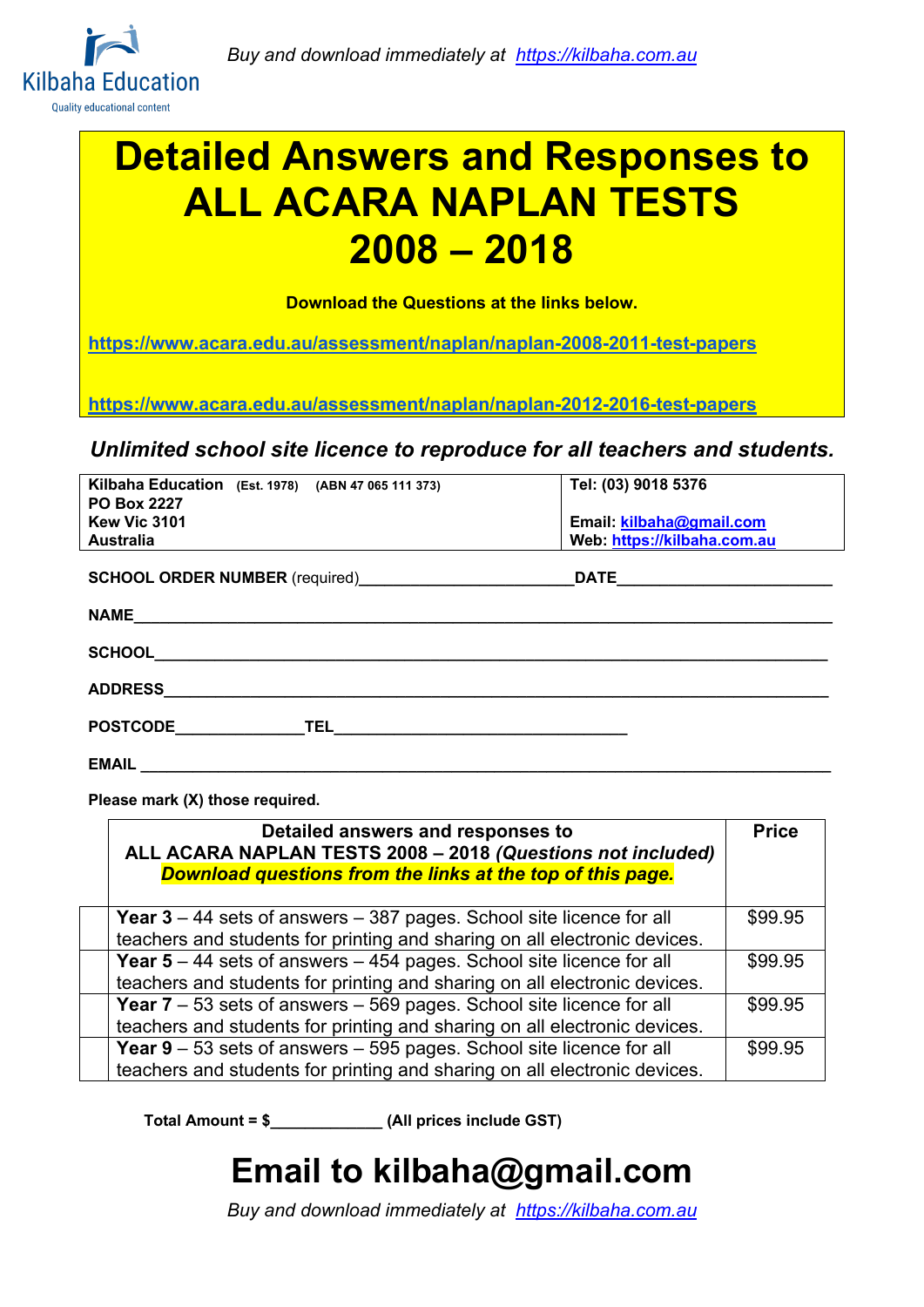Kilbaha Education

Quality educational content

*Buy and download immediately at [https://kilbaha.com.au](https://kilbaha.com.au)*

# Detailed Answers and Responses to ALL ACARA NAPLAN TESTS 2008 – 2018

**Download the Questions at the links below.**

**[https://www.acara.edu.au/assessment/naplan/naplan-2008-2011-test-papers](https://www.acara.edu.au/assessment/naplan/naplan-2008-2011-test-papers)**

**[https://www.acara.edu.au/assessment/naplan/naplan-2012-2016-test-papers](https://www.acara.edu.au/assessment/naplan/naplan-2012-2016-test-papers)**

***Unlimited school site licence to reproduce for all teachers and students.***

| **Kilbaha Education** (Est. 1978) (ABN 47 065 111 373)<br>**PO Box 2227**<br>**Kew Vic 3101**<br>**Australia** | **Tel: (03) 9018 5376**<br><br>**Email: [kilbaha@gmail.com](mailto:kilbaha@gmail.com)**<br>**Web: [https://kilbaha.com.au](https://kilbaha.com.au)** |
|---|---|

**SCHOOL ORDER NUMBER** (required)________________________ **DATE**________________________

**NAME**______________________________________________________________________________

**SCHOOL**____________________________________________________________________________

**ADDRESS**___________________________________________________________________________

**POSTCODE**______________ **TEL**_________________________________

**EMAIL** ______________________________________________________________________________

**Please mark (X) those required.**

| | **Detailed answers and responses to ALL ACARA NAPLAN TESTS 2008 – 2018 *(Questions not included)*** ***Download questions from the links at the top of this page.*** | **Price** |
|---|---|---|
| | **Year 3** – 44 sets of answers – 387 pages. School site licence for all teachers and students for printing and sharing on all electronic devices. | $99.95 |
| | **Year 5** – 44 sets of answers – 454 pages. School site licence for all teachers and students for printing and sharing on all electronic devices. | $99.95 |
| | **Year 7** – 53 sets of answers – 569 pages. School site licence for all teachers and students for printing and sharing on all electronic devices. | $99.95 |
| | **Year 9** – 53 sets of answers – 595 pages. School site licence for all teachers and students for printing and sharing on all electronic devices. | $99.95 |

**Total Amount = $____________ (All prices include GST)**

# Email to kilbaha@gmail.com

*Buy and download immediately at [https://kilbaha.com.au](https://kilbaha.com.au)*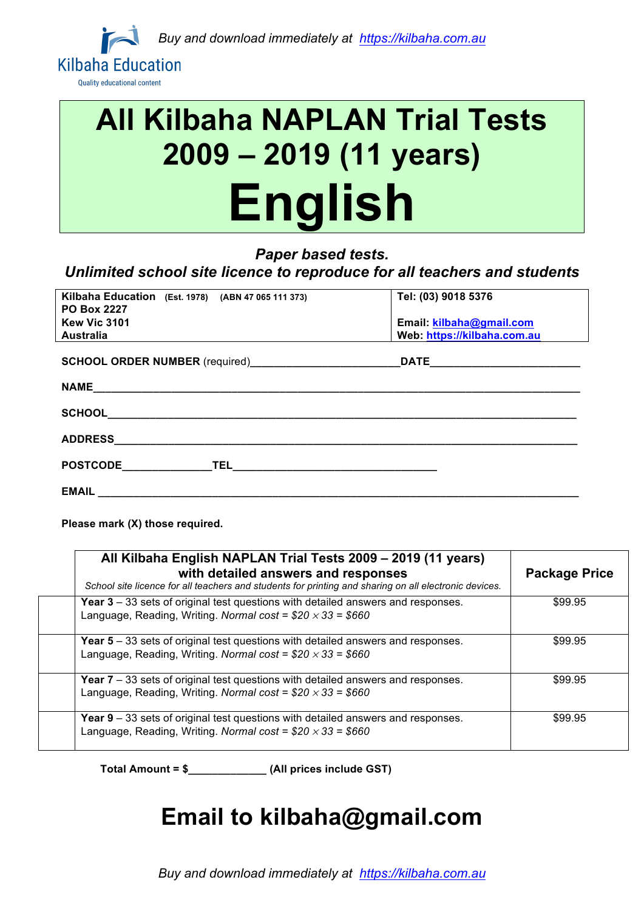Buy and download immediately at [https://kilbaha.com.au](https://kilbaha.com.au)

Kilbaha Education
Quality educational content

# All Kilbaha NAPLAN Trial Tests 2009 – 2019 (11 years) English

***Paper based tests.***
***Unlimited school site licence to reproduce for all teachers and students***

| **Kilbaha Education** (Est. 1978) (ABN 47 065 111 373) **PO Box 2227 Kew Vic 3101 Australia** | **Tel: (03) 9018 5376** **Email: kilbaha@gmail.com** **Web: https://kilbaha.com.au** |
|---|---|

**SCHOOL ORDER NUMBER** (required)________________________**DATE**________________________

**NAME**________________________________________________________________________________

**SCHOOL**______________________________________________________________________________

**ADDRESS**_____________________________________________________________________________

**POSTCODE**______________**TEL**_________________________________

**EMAIL** _______________________________________________________________________________

**Please mark (X) those required.**

| | **All Kilbaha English NAPLAN Trial Tests 2009 – 2019 (11 years) with detailed answers and responses** *School site licence for all teachers and students for printing and sharing on all electronic devices.* | **Package Price** |
|---|---|---|
| | **Year 3** – 33 sets of original test questions with detailed answers and responses. Language, Reading, Writing. *Normal cost = $20 × 33 = $660* | $99.95 |
| | **Year 5** – 33 sets of original test questions with detailed answers and responses. Language, Reading, Writing. *Normal cost = $20 × 33 = $660* | $99.95 |
| | **Year 7** – 33 sets of original test questions with detailed answers and responses. Language, Reading, Writing. *Normal cost = $20 × 33 = $660* | $99.95 |
| | **Year 9** – 33 sets of original test questions with detailed answers and responses. Language, Reading, Writing. *Normal cost = $20 × 33 = $660* | $99.95 |

**Total Amount = $_____________ (All prices include GST)**

# Email to kilbaha@gmail.com

Buy and download immediately at [https://kilbaha.com.au](https://kilbaha.com.au)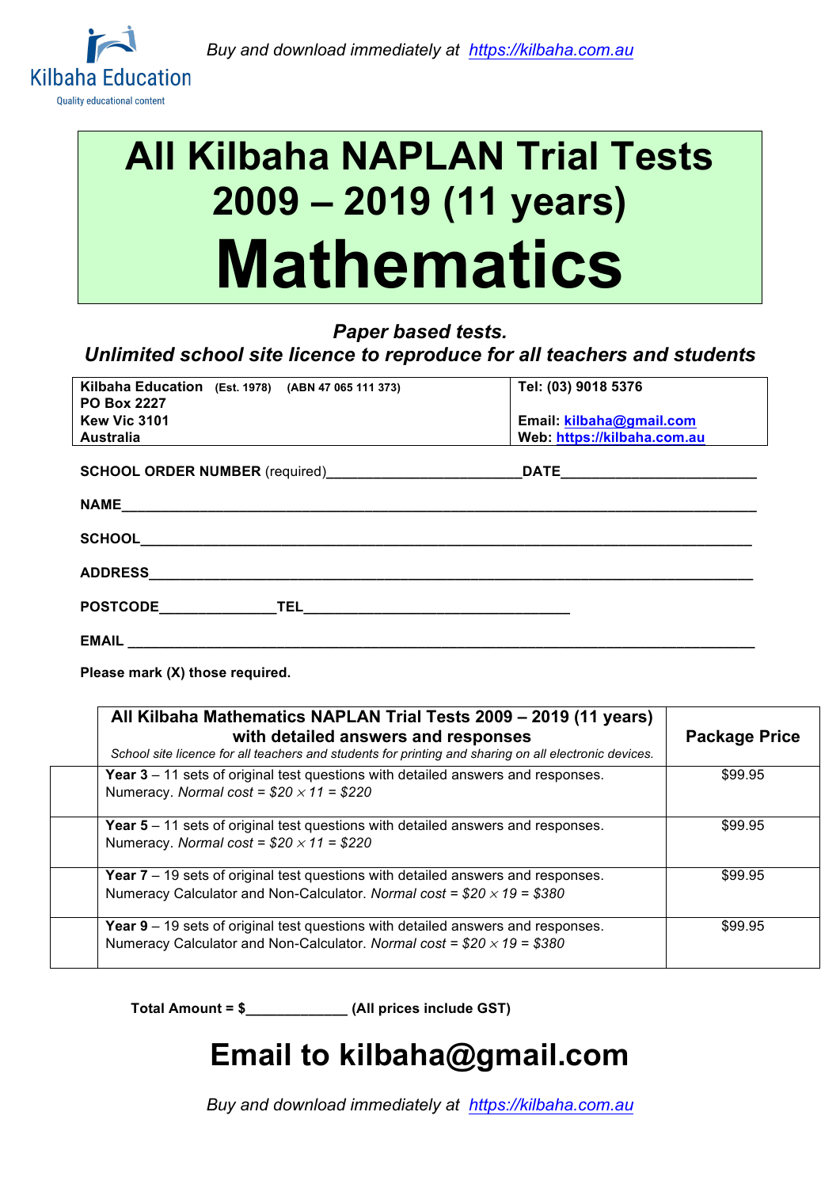Kilbaha Education

Quality educational content

*Buy and download immediately at https://kilbaha.com.au*

# All Kilbaha NAPLAN Trial Tests 2009 – 2019 (11 years) Mathematics

***Paper based tests.***

***Unlimited school site licence to reproduce for all teachers and students***

| | |
|---|---|
| **Kilbaha Education** (Est. 1978) (ABN 47 065 111 373)<br>**PO Box 2227**<br>**Kew Vic 3101**<br>**Australia** | **Tel: (03) 9018 5376**<br><br>**Email: kilbaha@gmail.com**<br>**Web: https://kilbaha.com.au** |

**SCHOOL ORDER NUMBER** (required)________________________ **DATE**________________________

**NAME**______________________________________________________________________________

**SCHOOL**____________________________________________________________________________

**ADDRESS**___________________________________________________________________________

**POSTCODE**______________ **TEL**__________________________________

**EMAIL** ______________________________________________________________________________

**Please mark (X) those required.**

| | **All Kilbaha Mathematics NAPLAN Trial Tests 2009 – 2019 (11 years) with detailed answers and responses**<br>*School site licence for all teachers and students for printing and sharing on all electronic devices.* | **Package Price** |
|---|---|---|
| | **Year 3** – 11 sets of original test questions with detailed answers and responses. Numeracy. *Normal cost = $20 × 11 = $220* | $99.95 |
| | **Year 5** – 11 sets of original test questions with detailed answers and responses. Numeracy. *Normal cost = $20 × 11 = $220* | $99.95 |
| | **Year 7** – 19 sets of original test questions with detailed answers and responses. Numeracy Calculator and Non-Calculator. *Normal cost = $20 × 19 = $380* | $99.95 |
| | **Year 9** – 19 sets of original test questions with detailed answers and responses. Numeracy Calculator and Non-Calculator. *Normal cost = $20 × 19 = $380* | $99.95 |

**Total Amount = $_____________ (All prices include GST)**

# Email to kilbaha@gmail.com

*Buy and download immediately at https://kilbaha.com.au*